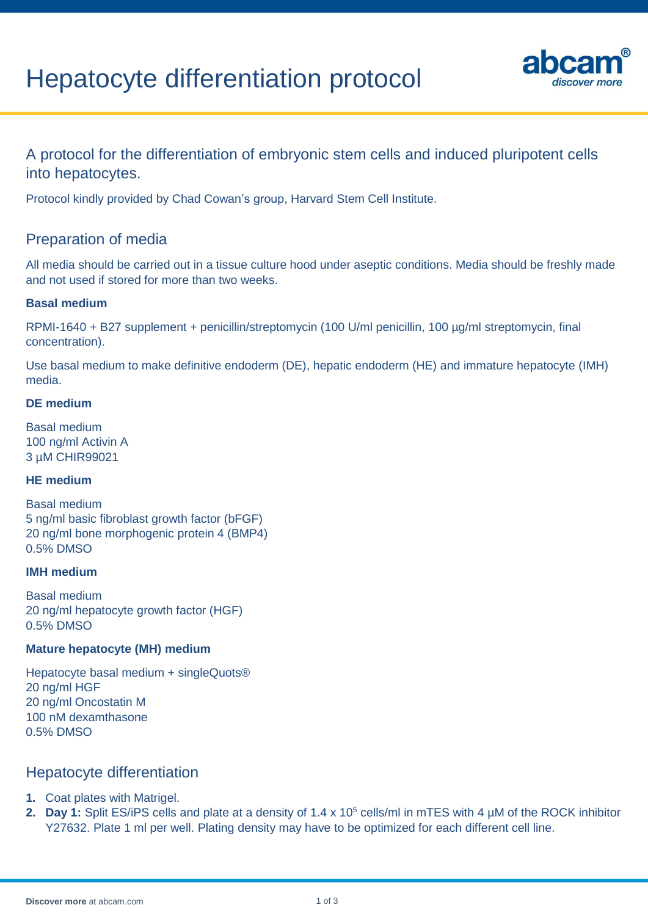# Hepatocyte differentiation protocol

## A protocol for the differentiation of embryonic stem cells and induced pluripotent cells into hepatocytes.

Protocol kindly provided by Chad Cowan's group, Harvard Stem Cell Institute.

## Preparation of media

All media should be carried out in a tissue culture hood under aseptic conditions. Media should be freshly made and not used if stored for more than two weeks.

**Basal medium**

RPMI-1640 + B27 supplement + penicillin/streptomycin (100 U/ml penicillin, 100 µg/ml streptomycin, final concentration).

Use basal medium to make definitive endoderm (DE), hepatic endoderm (HE) and immature hepatocyte (IMH) media.

**DE medium**

Basal medium
100 ng/ml Activin A
3 µM CHIR99021

**HE medium**

Basal medium
5 ng/ml basic fibroblast growth factor (bFGF)
20 ng/ml bone morphogenic protein 4 (BMP4)
0.5% DMSO

**IMH medium**

Basal medium
20 ng/ml hepatocyte growth factor (HGF)
0.5% DMSO

**Mature hepatocyte (MH) medium**

Hepatocyte basal medium + singleQuots®
20 ng/ml HGF
20 ng/ml Oncostatin M
100 nM dexamthasone
0.5% DMSO

## Hepatocyte differentiation

1. Coat plates with Matrigel.
2. **Day 1:** Split ES/iPS cells and plate at a density of 1.4 x $10^5$ cells/ml in mTES with 4 µM of the ROCK inhibitor Y27632. Plate 1 ml per well. Plating density may have to be optimized for each different cell line.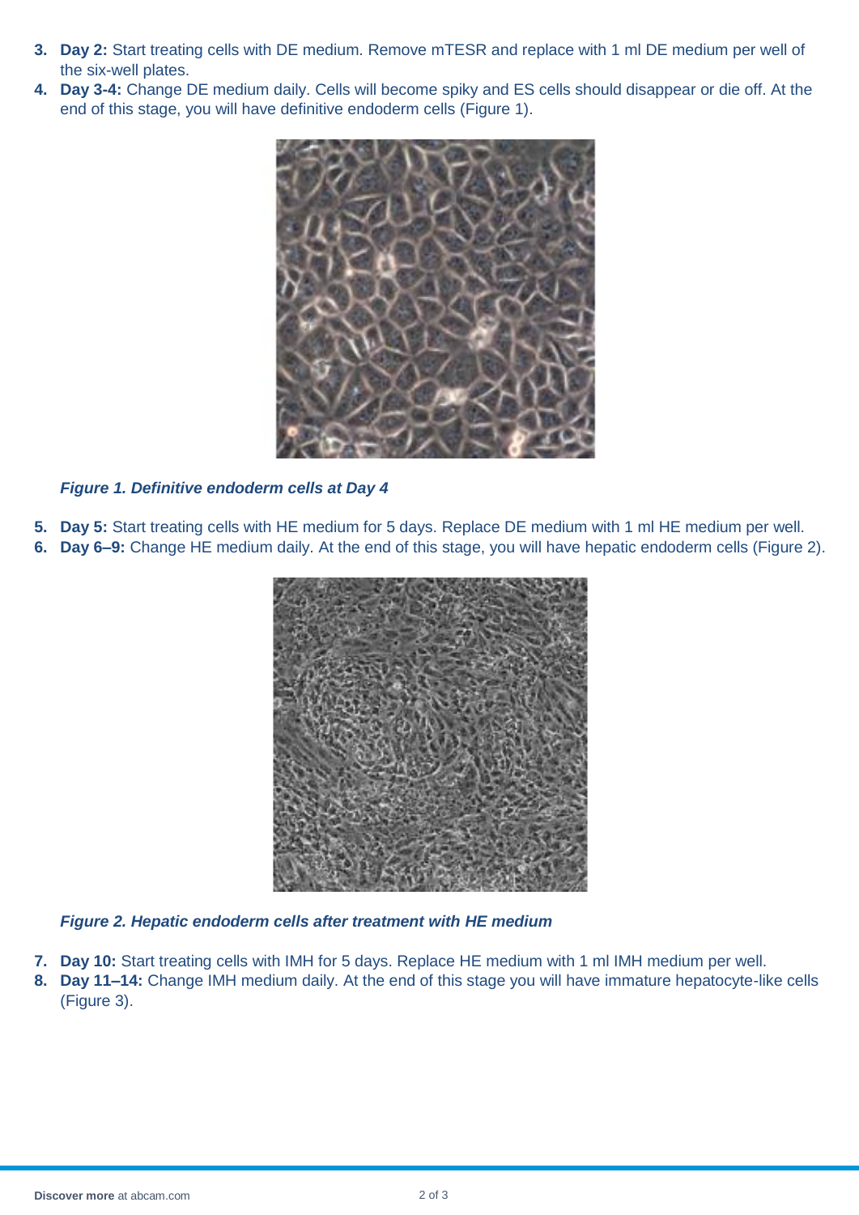3. **Day 2:** Start treating cells with DE medium. Remove mTESR and replace with 1 ml DE medium per well of the six-well plates.
4. **Day 3-4:** Change DE medium daily. Cells will become spiky and ES cells should disappear or die off. At the end of this stage, you will have definitive endoderm cells (Figure 1).

***Figure 1. Definitive endoderm cells at Day 4***

5. **Day 5:** Start treating cells with HE medium for 5 days. Replace DE medium with 1 ml HE medium per well.
6. **Day 6–9:** Change HE medium daily. At the end of this stage, you will have hepatic endoderm cells (Figure 2).

***Figure 2. Hepatic endoderm cells after treatment with HE medium***

7. **Day 10:** Start treating cells with IMH for 5 days. Replace HE medium with 1 ml IMH medium per well.
8. **Day 11–14:** Change IMH medium daily. At the end of this stage you will have immature hepatocyte-like cells (Figure 3).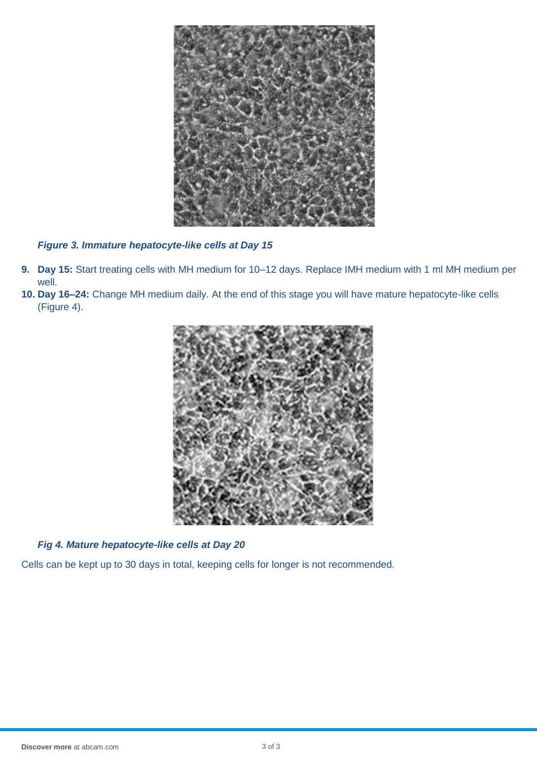*Figure 3. Immature hepatocyte-like cells at Day 15*

9. **Day 15:** Start treating cells with MH medium for 10–12 days. Replace IMH medium with 1 ml MH medium per well.
10. **Day 16–24:** Change MH medium daily. At the end of this stage you will have mature hepatocyte-like cells (Figure 4).

*Fig 4. Mature hepatocyte-like cells at Day 20*

Cells can be kept up to 30 days in total, keeping cells for longer is not recommended.